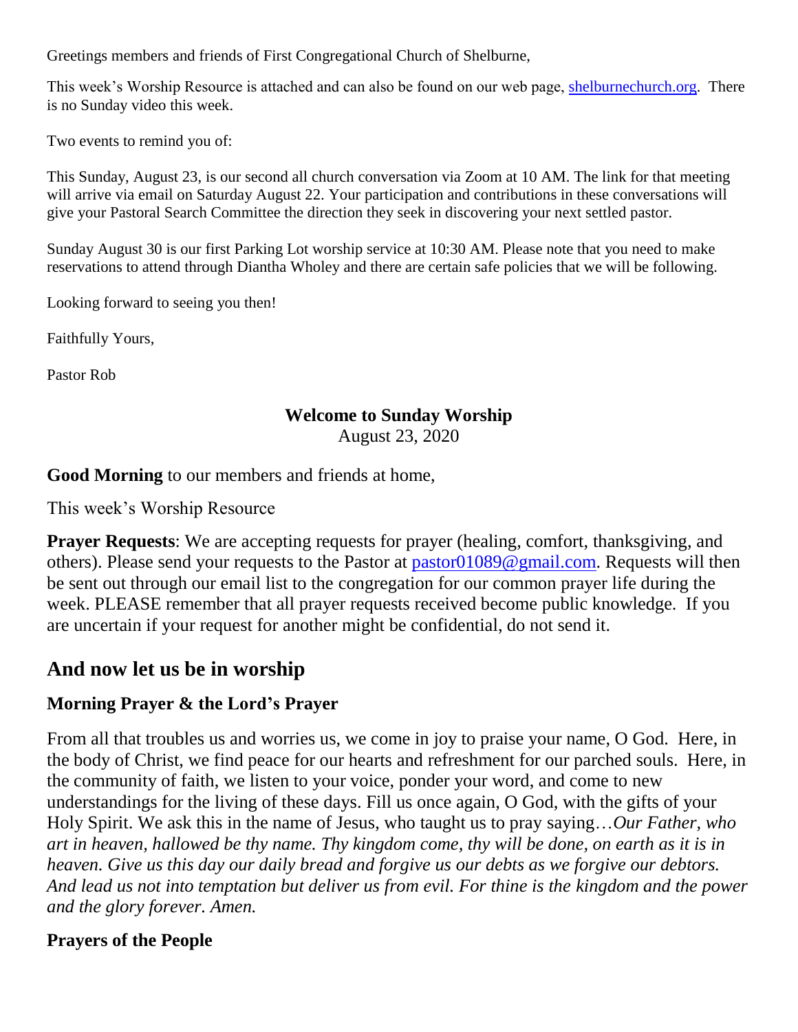Greetings members and friends of First Congregational Church of Shelburne,

This week's Worship Resource is attached and can also be found on our web page, [shelburnechurch.org](http://shelburnechurch.org). There is no Sunday video this week.

Two events to remind you of:

This Sunday, August 23, is our second all church conversation via Zoom at 10 AM. The link for that meeting will arrive via email on Saturday August 22. Your participation and contributions in these conversations will give your Pastoral Search Committee the direction they seek in discovering your next settled pastor.

Sunday August 30 is our first Parking Lot worship service at 10:30 AM. Please note that you need to make reservations to attend through Diantha Wholey and there are certain safe policies that we will be following.

Looking forward to seeing you then!

Faithfully Yours,

Pastor Rob

**Welcome to Sunday Worship**
August 23, 2020

**Good Morning** to our members and friends at home,

This week's Worship Resource

**Prayer Requests**: We are accepting requests for prayer (healing, comfort, thanksgiving, and others). Please send your requests to the Pastor at [pastor01089@gmail.com](mailto:pastor01089@gmail.com). Requests will then be sent out through our email list to the congregation for our common prayer life during the week. PLEASE remember that all prayer requests received become public knowledge. If you are uncertain if your request for another might be confidential, do not send it.

## And now let us be in worship

### Morning Prayer & the Lord's Prayer

From all that troubles us and worries us, we come in joy to praise your name, O God. Here, in the body of Christ, we find peace for our hearts and refreshment for our parched souls. Here, in the community of faith, we listen to your voice, ponder your word, and come to new understandings for the living of these days. Fill us once again, O God, with the gifts of your Holy Spirit. We ask this in the name of Jesus, who taught us to pray saying…*Our Father, who art in heaven, hallowed be thy name. Thy kingdom come, thy will be done, on earth as it is in heaven. Give us this day our daily bread and forgive us our debts as we forgive our debtors. And lead us not into temptation but deliver us from evil. For thine is the kingdom and the power and the glory forever. Amen.*

### Prayers of the People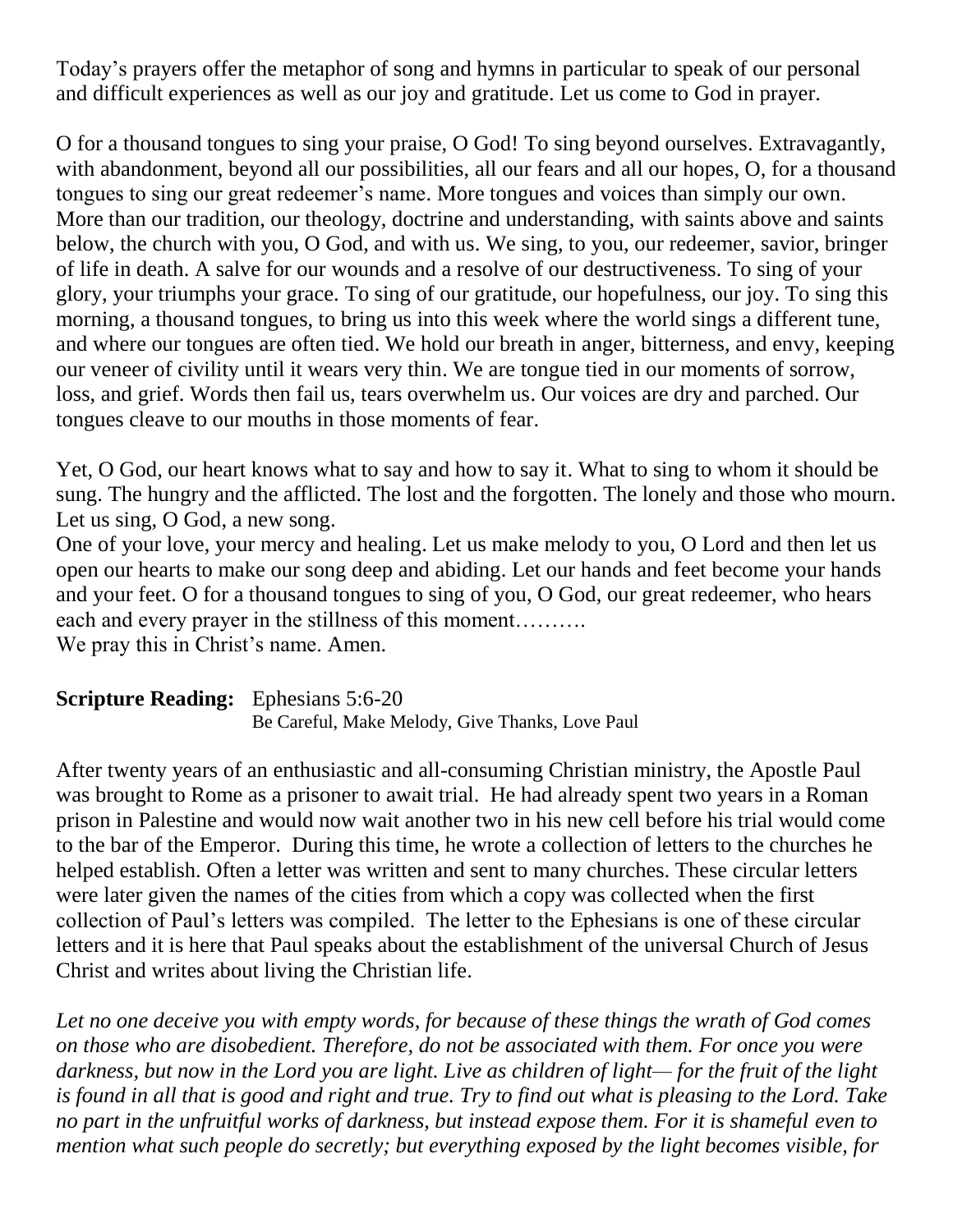Today's prayers offer the metaphor of song and hymns in particular to speak of our personal and difficult experiences as well as our joy and gratitude. Let us come to God in prayer.

O for a thousand tongues to sing your praise, O God! To sing beyond ourselves. Extravagantly, with abandonment, beyond all our possibilities, all our fears and all our hopes, O, for a thousand tongues to sing our great redeemer's name. More tongues and voices than simply our own. More than our tradition, our theology, doctrine and understanding, with saints above and saints below, the church with you, O God, and with us. We sing, to you, our redeemer, savior, bringer of life in death. A salve for our wounds and a resolve of our destructiveness. To sing of your glory, your triumphs your grace. To sing of our gratitude, our hopefulness, our joy. To sing this morning, a thousand tongues, to bring us into this week where the world sings a different tune, and where our tongues are often tied. We hold our breath in anger, bitterness, and envy, keeping our veneer of civility until it wears very thin. We are tongue tied in our moments of sorrow, loss, and grief. Words then fail us, tears overwhelm us. Our voices are dry and parched. Our tongues cleave to our mouths in those moments of fear.

Yet, O God, our heart knows what to say and how to say it. What to sing to whom it should be sung. The hungry and the afflicted. The lost and the forgotten. The lonely and those who mourn. Let us sing, O God, a new song.
One of your love, your mercy and healing. Let us make melody to you, O Lord and then let us open our hearts to make our song deep and abiding. Let our hands and feet become your hands and your feet. O for a thousand tongues to sing of you, O God, our great redeemer, who hears each and every prayer in the stillness of this moment……….
We pray this in Christ's name. Amen.

**Scripture Reading:** Ephesians 5:6-20
Be Careful, Make Melody, Give Thanks, Love Paul

After twenty years of an enthusiastic and all-consuming Christian ministry, the Apostle Paul was brought to Rome as a prisoner to await trial. He had already spent two years in a Roman prison in Palestine and would now wait another two in his new cell before his trial would come to the bar of the Emperor. During this time, he wrote a collection of letters to the churches he helped establish. Often a letter was written and sent to many churches. These circular letters were later given the names of the cities from which a copy was collected when the first collection of Paul's letters was compiled. The letter to the Ephesians is one of these circular letters and it is here that Paul speaks about the establishment of the universal Church of Jesus Christ and writes about living the Christian life.

*Let no one deceive you with empty words, for because of these things the wrath of God comes on those who are disobedient. Therefore, do not be associated with them. For once you were darkness, but now in the Lord you are light. Live as children of light— for the fruit of the light is found in all that is good and right and true. Try to find out what is pleasing to the Lord. Take no part in the unfruitful works of darkness, but instead expose them. For it is shameful even to mention what such people do secretly; but everything exposed by the light becomes visible, for*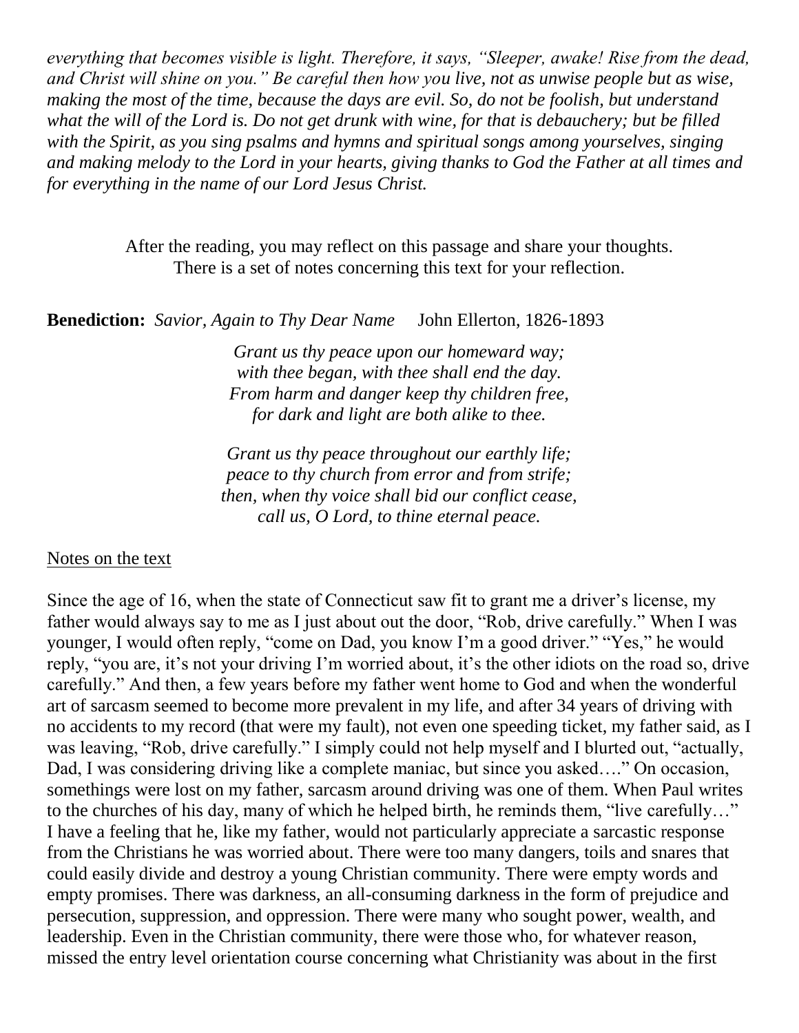*everything that becomes visible is light. Therefore, it says, "Sleeper, awake! Rise from the dead, and Christ will shine on you." Be careful then how you live, not as unwise people but as wise, making the most of the time, because the days are evil. So, do not be foolish, but understand what the will of the Lord is. Do not get drunk with wine, for that is debauchery; but be filled with the Spirit, as you sing psalms and hymns and spiritual songs among yourselves, singing and making melody to the Lord in your hearts, giving thanks to God the Father at all times and for everything in the name of our Lord Jesus Christ.*

After the reading, you may reflect on this passage and share your thoughts.
There is a set of notes concerning this text for your reflection.

**Benediction:** *Savior, Again to Thy Dear Name* John Ellerton, 1826-1893

*Grant us thy peace upon our homeward way;*
*with thee began, with thee shall end the day.*
*From harm and danger keep thy children free,*
*for dark and light are both alike to thee.*

*Grant us thy peace throughout our earthly life;*
*peace to thy church from error and from strife;*
*then, when thy voice shall bid our conflict cease,*
*call us, O Lord, to thine eternal peace.*

Notes on the text

Since the age of 16, when the state of Connecticut saw fit to grant me a driver's license, my father would always say to me as I just about out the door, "Rob, drive carefully." When I was younger, I would often reply, "come on Dad, you know I'm a good driver." "Yes," he would reply, "you are, it's not your driving I'm worried about, it's the other idiots on the road so, drive carefully." And then, a few years before my father went home to God and when the wonderful art of sarcasm seemed to become more prevalent in my life, and after 34 years of driving with no accidents to my record (that were my fault), not even one speeding ticket, my father said, as I was leaving, "Rob, drive carefully." I simply could not help myself and I blurted out, "actually, Dad, I was considering driving like a complete maniac, but since you asked…." On occasion, somethings were lost on my father, sarcasm around driving was one of them. When Paul writes to the churches of his day, many of which he helped birth, he reminds them, "live carefully…" I have a feeling that he, like my father, would not particularly appreciate a sarcastic response from the Christians he was worried about. There were too many dangers, toils and snares that could easily divide and destroy a young Christian community. There were empty words and empty promises. There was darkness, an all-consuming darkness in the form of prejudice and persecution, suppression, and oppression. There were many who sought power, wealth, and leadership. Even in the Christian community, there were those who, for whatever reason, missed the entry level orientation course concerning what Christianity was about in the first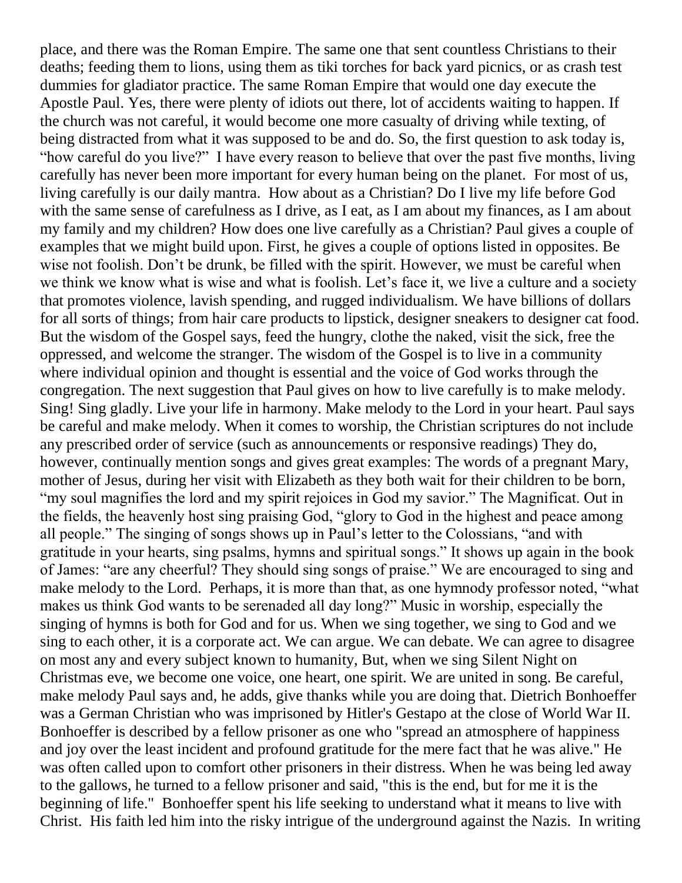place, and there was the Roman Empire. The same one that sent countless Christians to their deaths; feeding them to lions, using them as tiki torches for back yard picnics, or as crash test dummies for gladiator practice. The same Roman Empire that would one day execute the Apostle Paul. Yes, there were plenty of idiots out there, lot of accidents waiting to happen. If the church was not careful, it would become one more casualty of driving while texting, of being distracted from what it was supposed to be and do. So, the first question to ask today is, "how careful do you live?" I have every reason to believe that over the past five months, living carefully has never been more important for every human being on the planet. For most of us, living carefully is our daily mantra. How about as a Christian? Do I live my life before God with the same sense of carefulness as I drive, as I eat, as I am about my finances, as I am about my family and my children? How does one live carefully as a Christian? Paul gives a couple of examples that we might build upon. First, he gives a couple of options listed in opposites. Be wise not foolish. Don't be drunk, be filled with the spirit. However, we must be careful when we think we know what is wise and what is foolish. Let's face it, we live a culture and a society that promotes violence, lavish spending, and rugged individualism. We have billions of dollars for all sorts of things; from hair care products to lipstick, designer sneakers to designer cat food. But the wisdom of the Gospel says, feed the hungry, clothe the naked, visit the sick, free the oppressed, and welcome the stranger. The wisdom of the Gospel is to live in a community where individual opinion and thought is essential and the voice of God works through the congregation. The next suggestion that Paul gives on how to live carefully is to make melody. Sing! Sing gladly. Live your life in harmony. Make melody to the Lord in your heart. Paul says be careful and make melody. When it comes to worship, the Christian scriptures do not include any prescribed order of service (such as announcements or responsive readings) They do, however, continually mention songs and gives great examples: The words of a pregnant Mary, mother of Jesus, during her visit with Elizabeth as they both wait for their children to be born, "my soul magnifies the lord and my spirit rejoices in God my savior." The Magnificat. Out in the fields, the heavenly host sing praising God, "glory to God in the highest and peace among all people." The singing of songs shows up in Paul's letter to the Colossians, "and with gratitude in your hearts, sing psalms, hymns and spiritual songs." It shows up again in the book of James: "are any cheerful? They should sing songs of praise." We are encouraged to sing and make melody to the Lord. Perhaps, it is more than that, as one hymnody professor noted, "what makes us think God wants to be serenaded all day long?" Music in worship, especially the singing of hymns is both for God and for us. When we sing together, we sing to God and we sing to each other, it is a corporate act. We can argue. We can debate. We can agree to disagree on most any and every subject known to humanity, But, when we sing Silent Night on Christmas eve, we become one voice, one heart, one spirit. We are united in song. Be careful, make melody Paul says and, he adds, give thanks while you are doing that. Dietrich Bonhoeffer was a German Christian who was imprisoned by Hitler's Gestapo at the close of World War II. Bonhoeffer is described by a fellow prisoner as one who "spread an atmosphere of happiness and joy over the least incident and profound gratitude for the mere fact that he was alive." He was often called upon to comfort other prisoners in their distress. When he was being led away to the gallows, he turned to a fellow prisoner and said, "this is the end, but for me it is the beginning of life." Bonhoeffer spent his life seeking to understand what it means to live with Christ. His faith led him into the risky intrigue of the underground against the Nazis. In writing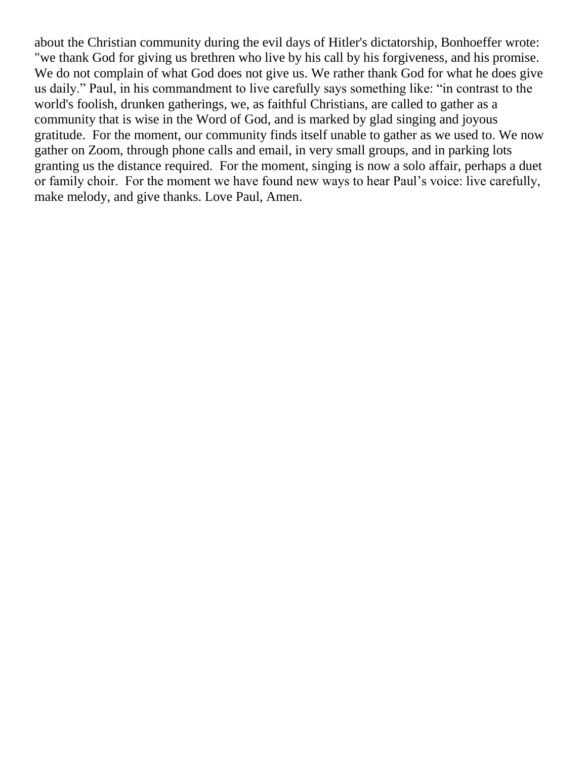about the Christian community during the evil days of Hitler's dictatorship, Bonhoeffer wrote: "we thank God for giving us brethren who live by his call by his forgiveness, and his promise. We do not complain of what God does not give us. We rather thank God for what he does give us daily." Paul, in his commandment to live carefully says something like: "in contrast to the world's foolish, drunken gatherings, we, as faithful Christians, are called to gather as a community that is wise in the Word of God, and is marked by glad singing and joyous gratitude. For the moment, our community finds itself unable to gather as we used to. We now gather on Zoom, through phone calls and email, in very small groups, and in parking lots granting us the distance required. For the moment, singing is now a solo affair, perhaps a duet or family choir. For the moment we have found new ways to hear Paul's voice: live carefully, make melody, and give thanks. Love Paul, Amen.